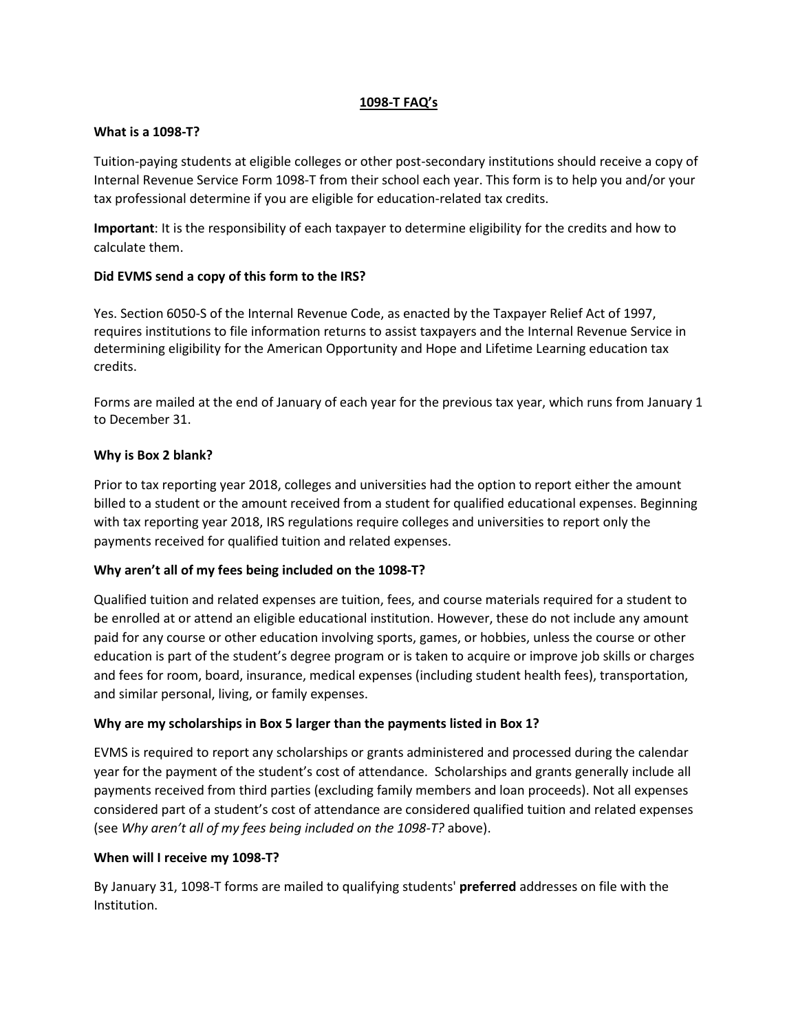# 1098-T FAQ's

### What is a 1098-T?

Tuition-paying students at eligible colleges or other post-secondary institutions should receive a copy of Internal Revenue Service Form 1098-T from their school each year. This form is to help you and/or your tax professional determine if you are eligible for education-related tax credits.

**Important**: It is the responsibility of each taxpayer to determine eligibility for the credits and how to calculate them.

### Did EVMS send a copy of this form to the IRS?

Yes. Section 6050-S of the Internal Revenue Code, as enacted by the Taxpayer Relief Act of 1997, requires institutions to file information returns to assist taxpayers and the Internal Revenue Service in determining eligibility for the American Opportunity and Hope and Lifetime Learning education tax credits.

Forms are mailed at the end of January of each year for the previous tax year, which runs from January 1 to December 31.

### Why is Box 2 blank?

Prior to tax reporting year 2018, colleges and universities had the option to report either the amount billed to a student or the amount received from a student for qualified educational expenses. Beginning with tax reporting year 2018, IRS regulations require colleges and universities to report only the payments received for qualified tuition and related expenses.

### Why aren't all of my fees being included on the 1098-T?

Qualified tuition and related expenses are tuition, fees, and course materials required for a student to be enrolled at or attend an eligible educational institution. However, these do not include any amount paid for any course or other education involving sports, games, or hobbies, unless the course or other education is part of the student's degree program or is taken to acquire or improve job skills or charges and fees for room, board, insurance, medical expenses (including student health fees), transportation, and similar personal, living, or family expenses.

### Why are my scholarships in Box 5 larger than the payments listed in Box 1?

EVMS is required to report any scholarships or grants administered and processed during the calendar year for the payment of the student's cost of attendance. Scholarships and grants generally include all payments received from third parties (excluding family members and loan proceeds). Not all expenses considered part of a student's cost of attendance are considered qualified tuition and related expenses (see *Why aren't all of my fees being included on the 1098-T?* above).

### When will I receive my 1098-T?

By January 31, 1098-T forms are mailed to qualifying students' **preferred** addresses on file with the Institution.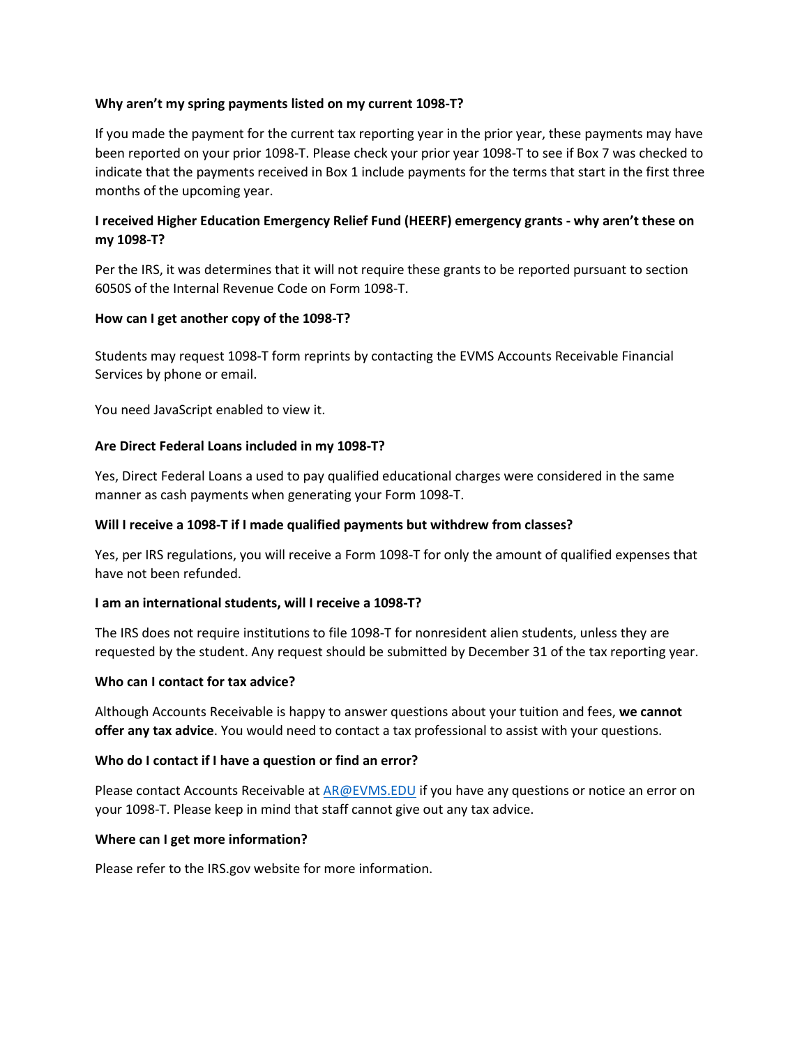**Why aren't my spring payments listed on my current 1098-T?**

If you made the payment for the current tax reporting year in the prior year, these payments may have been reported on your prior 1098-T. Please check your prior year 1098-T to see if Box 7 was checked to indicate that the payments received in Box 1 include payments for the terms that start in the first three months of the upcoming year.

**I received Higher Education Emergency Relief Fund (HEERF) emergency grants - why aren't these on my 1098-T?**

Per the IRS, it was determines that it will not require these grants to be reported pursuant to section 6050S of the Internal Revenue Code on Form 1098-T.

**How can I get another copy of the 1098-T?**

Students may request 1098-T form reprints by contacting the EVMS Accounts Receivable Financial Services by phone or email.

You need JavaScript enabled to view it.

**Are Direct Federal Loans included in my 1098-T?**

Yes, Direct Federal Loans a used to pay qualified educational charges were considered in the same manner as cash payments when generating your Form 1098-T.

**Will I receive a 1098-T if I made qualified payments but withdrew from classes?**

Yes, per IRS regulations, you will receive a Form 1098-T for only the amount of qualified expenses that have not been refunded.

**I am an international students, will I receive a 1098-T?**

The IRS does not require institutions to file 1098-T for nonresident alien students, unless they are requested by the student. Any request should be submitted by December 31 of the tax reporting year.

**Who can I contact for tax advice?**

Although Accounts Receivable is happy to answer questions about your tuition and fees, **we cannot offer any tax advice**. You would need to contact a tax professional to assist with your questions.

**Who do I contact if I have a question or find an error?**

Please contact Accounts Receivable at [AR@EVMS.EDU](mailto:AR@EVMS.EDU) if you have any questions or notice an error on your 1098-T. Please keep in mind that staff cannot give out any tax advice.

**Where can I get more information?**

Please refer to the IRS.gov website for more information.